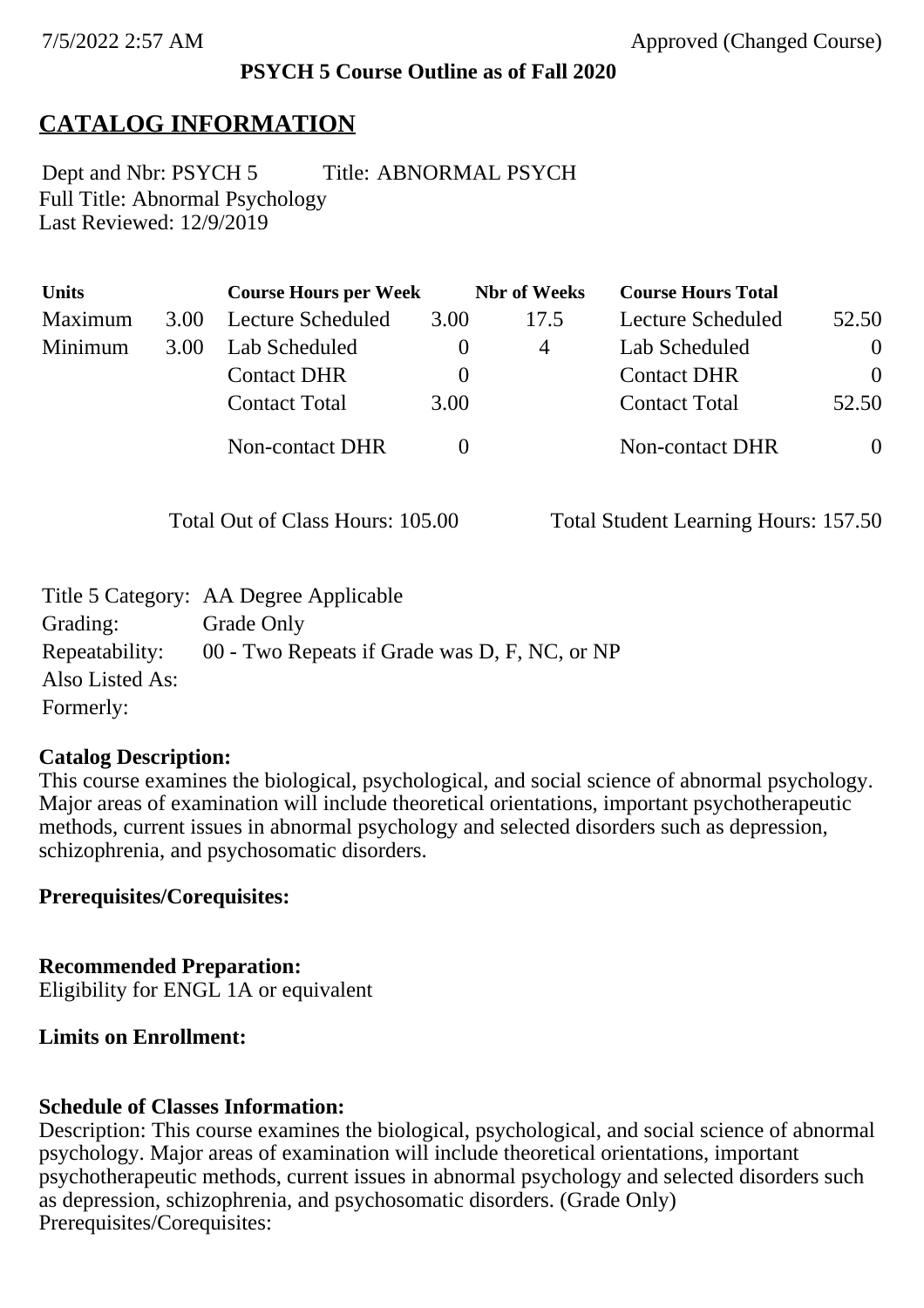7/5/2022 2:57 AM Approved (Changed Course)

**PSYCH 5 Course Outline as of Fall 2020**

# CATALOG INFORMATION

Dept and Nbr: PSYCH 5 Title: ABNORMAL PSYCH
Full Title: Abnormal Psychology
Last Reviewed: 12/9/2019

| Units | | Course Hours per Week | | Nbr of Weeks | Course Hours Total | |
|---|---|---|---|---|---|---|
| Maximum | 3.00 | Lecture Scheduled | 3.00 | 17.5 | Lecture Scheduled | 52.50 |
| Minimum | 3.00 | Lab Scheduled | 0 | 4 | Lab Scheduled | 0 |
| | | Contact DHR | 0 | | Contact DHR | 0 |
| | | Contact Total | 3.00 | | Contact Total | 52.50 |
| | | Non-contact DHR | 0 | | Non-contact DHR | 0 |

Total Out of Class Hours: 105.00 Total Student Learning Hours: 157.50

Title 5 Category: AA Degree Applicable
Grading: Grade Only
Repeatability: 00 - Two Repeats if Grade was D, F, NC, or NP
Also Listed As:
Formerly:

**Catalog Description:**
This course examines the biological, psychological, and social science of abnormal psychology. Major areas of examination will include theoretical orientations, important psychotherapeutic methods, current issues in abnormal psychology and selected disorders such as depression, schizophrenia, and psychosomatic disorders.

**Prerequisites/Corequisites:**

**Recommended Preparation:**
Eligibility for ENGL 1A or equivalent

**Limits on Enrollment:**

**Schedule of Classes Information:**
Description: This course examines the biological, psychological, and social science of abnormal psychology. Major areas of examination will include theoretical orientations, important psychotherapeutic methods, current issues in abnormal psychology and selected disorders such as depression, schizophrenia, and psychosomatic disorders. (Grade Only)
Prerequisites/Corequisites: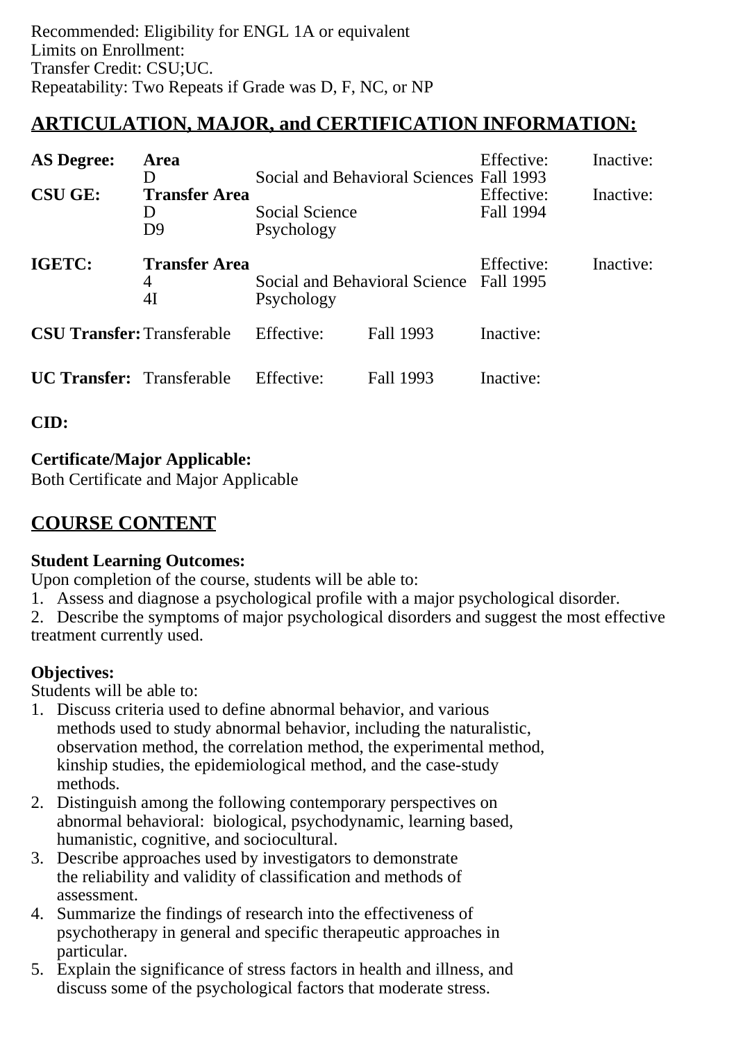Recommended: Eligibility for ENGL 1A or equivalent
Limits on Enrollment:
Transfer Credit: CSU;UC.
Repeatability: Two Repeats if Grade was D, F, NC, or NP

## ARTICULATION, MAJOR, and CERTIFICATION INFORMATION:

| | | | | |
|---|---|---|---|---|
| **AS Degree:** | **Area** | | Effective: | Inactive: |
| | D | Social and Behavioral Sciences | Fall 1993 | |
| **CSU GE:** | **Transfer Area** | | Effective: | Inactive: |
| | D | Social Science | Fall 1994 | |
| | D9 | Psychology | | |
| **IGETC:** | **Transfer Area** | | Effective: | Inactive: |
| | 4 | Social and Behavioral Science | Fall 1995 | |
| | 4I | Psychology | | |

| | | | | |
|---|---|---|---|---|
| **CSU Transfer:** | Transferable | Effective: | Fall 1993 | Inactive: |
| **UC Transfer:** | Transferable | Effective: | Fall 1993 | Inactive: |

**CID:**

**Certificate/Major Applicable:**
Both Certificate and Major Applicable

## COURSE CONTENT

**Student Learning Outcomes:**
Upon completion of the course, students will be able to:
1. Assess and diagnose a psychological profile with a major psychological disorder.
2. Describe the symptoms of major psychological disorders and suggest the most effective treatment currently used.

**Objectives:**
Students will be able to:
1. Discuss criteria used to define abnormal behavior, and various methods used to study abnormal behavior, including the naturalistic, observation method, the correlation method, the experimental method, kinship studies, the epidemiological method, and the case-study methods.
2. Distinguish among the following contemporary perspectives on abnormal behavioral: biological, psychodynamic, learning based, humanistic, cognitive, and sociocultural.
3. Describe approaches used by investigators to demonstrate the reliability and validity of classification and methods of assessment.
4. Summarize the findings of research into the effectiveness of psychotherapy in general and specific therapeutic approaches in particular.
5. Explain the significance of stress factors in health and illness, and discuss some of the psychological factors that moderate stress.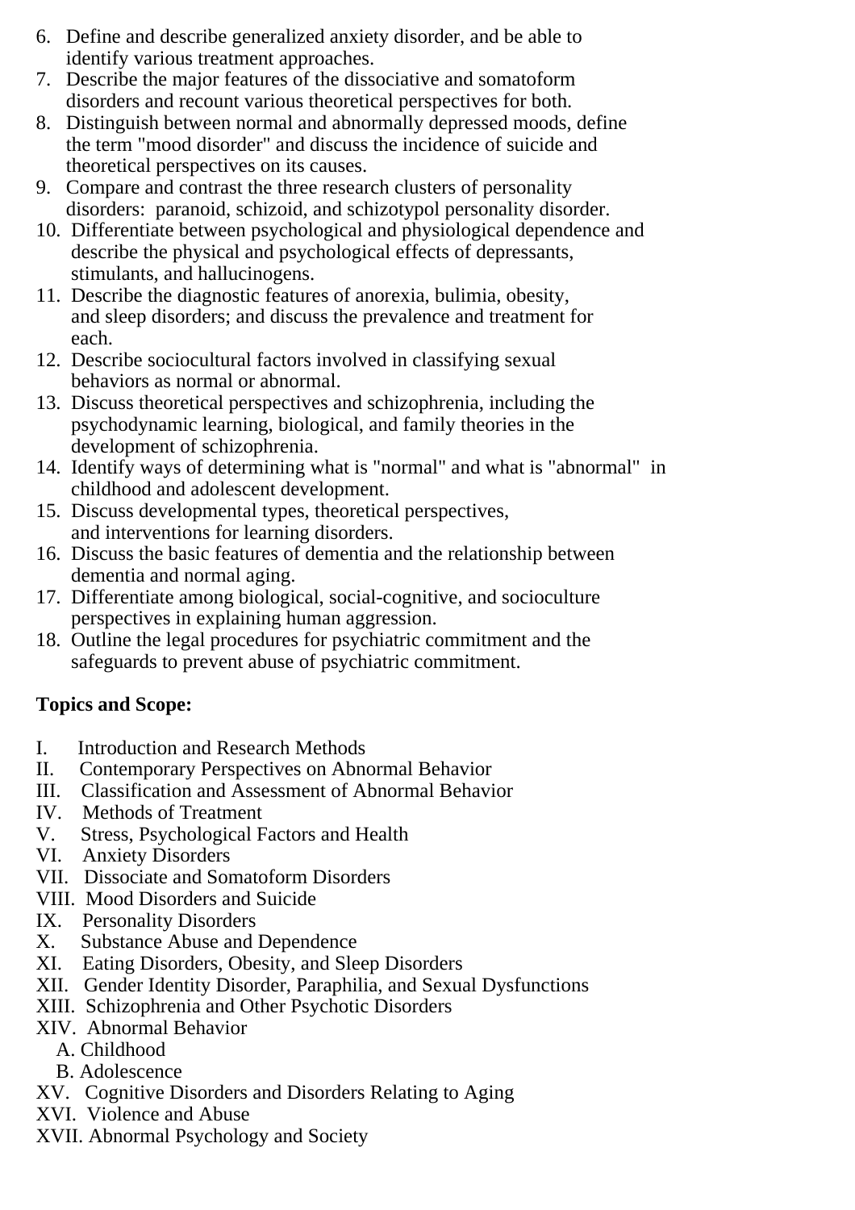6. Define and describe generalized anxiety disorder, and be able to identify various treatment approaches.
7. Describe the major features of the dissociative and somatoform disorders and recount various theoretical perspectives for both.
8. Distinguish between normal and abnormally depressed moods, define the term "mood disorder" and discuss the incidence of suicide and theoretical perspectives on its causes.
9. Compare and contrast the three research clusters of personality disorders: paranoid, schizoid, and schizotypol personality disorder.
10. Differentiate between psychological and physiological dependence and describe the physical and psychological effects of depressants, stimulants, and hallucinogens.
11. Describe the diagnostic features of anorexia, bulimia, obesity, and sleep disorders; and discuss the prevalence and treatment for each.
12. Describe sociocultural factors involved in classifying sexual behaviors as normal or abnormal.
13. Discuss theoretical perspectives and schizophrenia, including the psychodynamic learning, biological, and family theories in the development of schizophrenia.
14. Identify ways of determining what is "normal" and what is "abnormal" in childhood and adolescent development.
15. Discuss developmental types, theoretical perspectives, and interventions for learning disorders.
16. Discuss the basic features of dementia and the relationship between dementia and normal aging.
17. Differentiate among biological, social-cognitive, and socioculture perspectives in explaining human aggression.
18. Outline the legal procedures for psychiatric commitment and the safeguards to prevent abuse of psychiatric commitment.

**Topics and Scope:**

I. Introduction and Research Methods
II. Contemporary Perspectives on Abnormal Behavior
III. Classification and Assessment of Abnormal Behavior
IV. Methods of Treatment
V. Stress, Psychological Factors and Health
VI. Anxiety Disorders
VII. Dissociate and Somatoform Disorders
VIII. Mood Disorders and Suicide
IX. Personality Disorders
X. Substance Abuse and Dependence
XI. Eating Disorders, Obesity, and Sleep Disorders
XII. Gender Identity Disorder, Paraphilia, and Sexual Dysfunctions
XIII. Schizophrenia and Other Psychotic Disorders
XIV. Abnormal Behavior
  A. Childhood
  B. Adolescence
XV. Cognitive Disorders and Disorders Relating to Aging
XVI. Violence and Abuse
XVII. Abnormal Psychology and Society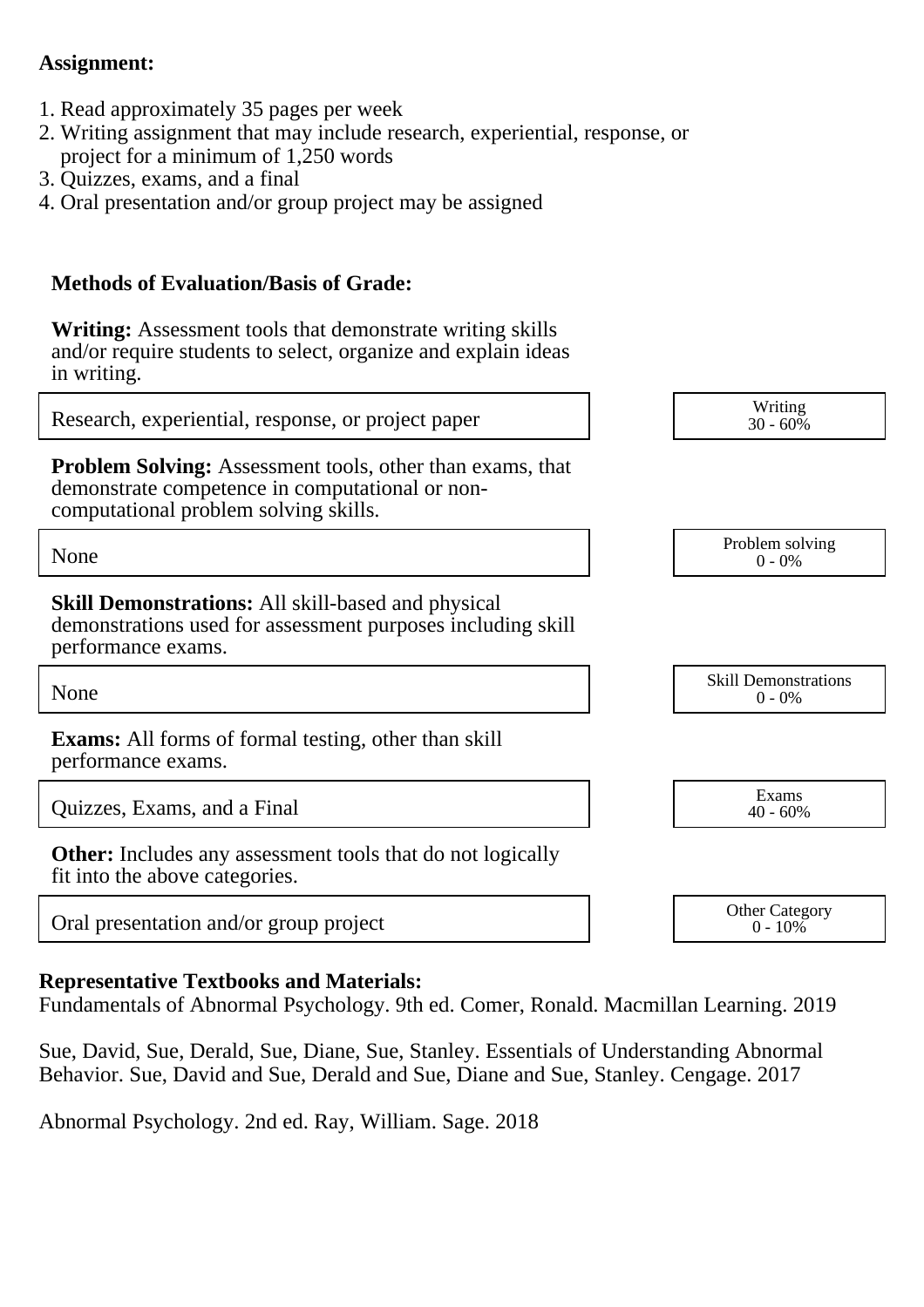**Assignment:**

1. Read approximately 35 pages per week
2. Writing assignment that may include research, experiential, response, or project for a minimum of 1,250 words
3. Quizzes, exams, and a final
4. Oral presentation and/or group project may be assigned

**Methods of Evaluation/Basis of Grade:**

**Writing:** Assessment tools that demonstrate writing skills and/or require students to select, organize and explain ideas in writing.

| | |
|---|---|
| Research, experiential, response, or project paper | Writing<br>30 - 60% |

**Problem Solving:** Assessment tools, other than exams, that demonstrate competence in computational or non-computational problem solving skills.

| | |
|---|---|
| None | Problem solving<br>0 - 0% |

**Skill Demonstrations:** All skill-based and physical demonstrations used for assessment purposes including skill performance exams.

| | |
|---|---|
| None | Skill Demonstrations<br>0 - 0% |

**Exams:** All forms of formal testing, other than skill performance exams.

| | |
|---|---|
| Quizzes, Exams, and a Final | Exams<br>40 - 60% |

**Other:** Includes any assessment tools that do not logically fit into the above categories.

| | |
|---|---|
| Oral presentation and/or group project | Other Category<br>0 - 10% |

**Representative Textbooks and Materials:**

Fundamentals of Abnormal Psychology. 9th ed. Comer, Ronald. Macmillan Learning. 2019

Sue, David, Sue, Derald, Sue, Diane, Sue, Stanley. Essentials of Understanding Abnormal Behavior. Sue, David and Sue, Derald and Sue, Diane and Sue, Stanley. Cengage. 2017

Abnormal Psychology. 2nd ed. Ray, William. Sage. 2018